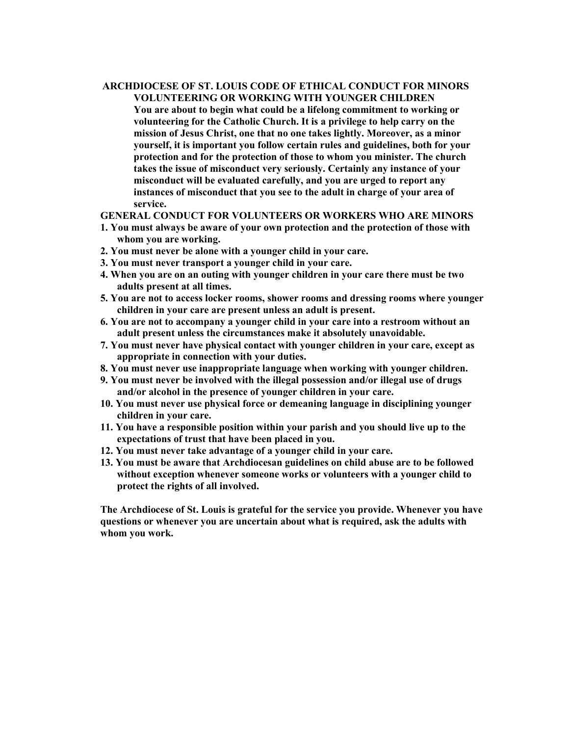# ARCHDIOCESE OF ST. LOUIS CODE OF ETHICAL CONDUCT FOR MINORS VOLUNTEERING OR WORKING WITH YOUNGER CHILDREN

**You are about to begin what could be a lifelong commitment to working or volunteering for the Catholic Church. It is a privilege to help carry on the mission of Jesus Christ, one that no one takes lightly. Moreover, as a minor yourself, it is important you follow certain rules and guidelines, both for your protection and for the protection of those to whom you minister. The church takes the issue of misconduct very seriously. Certainly any instance of your misconduct will be evaluated carefully, and you are urged to report any instances of misconduct that you see to the adult in charge of your area of service.**

## GENERAL CONDUCT FOR VOLUNTEERS OR WORKERS WHO ARE MINORS

1. **You must always be aware of your own protection and the protection of those with whom you are working.**
2. **You must never be alone with a younger child in your care.**
3. **You must never transport a younger child in your care.**
4. **When you are on an outing with younger children in your care there must be two adults present at all times.**
5. **You are not to access locker rooms, shower rooms and dressing rooms where younger children in your care are present unless an adult is present.**
6. **You are not to accompany a younger child in your care into a restroom without an adult present unless the circumstances make it absolutely unavoidable.**
7. **You must never have physical contact with younger children in your care, except as appropriate in connection with your duties.**
8. **You must never use inappropriate language when working with younger children.**
9. **You must never be involved with the illegal possession and/or illegal use of drugs and/or alcohol in the presence of younger children in your care.**
10. **You must never use physical force or demeaning language in disciplining younger children in your care.**
11. **You have a responsible position within your parish and you should live up to the expectations of trust that have been placed in you.**
12. **You must never take advantage of a younger child in your care.**
13. **You must be aware that Archdiocesan guidelines on child abuse are to be followed without exception whenever someone works or volunteers with a younger child to protect the rights of all involved.**

**The Archdiocese of St. Louis is grateful for the service you provide. Whenever you have questions or whenever you are uncertain about what is required, ask the adults with whom you work.**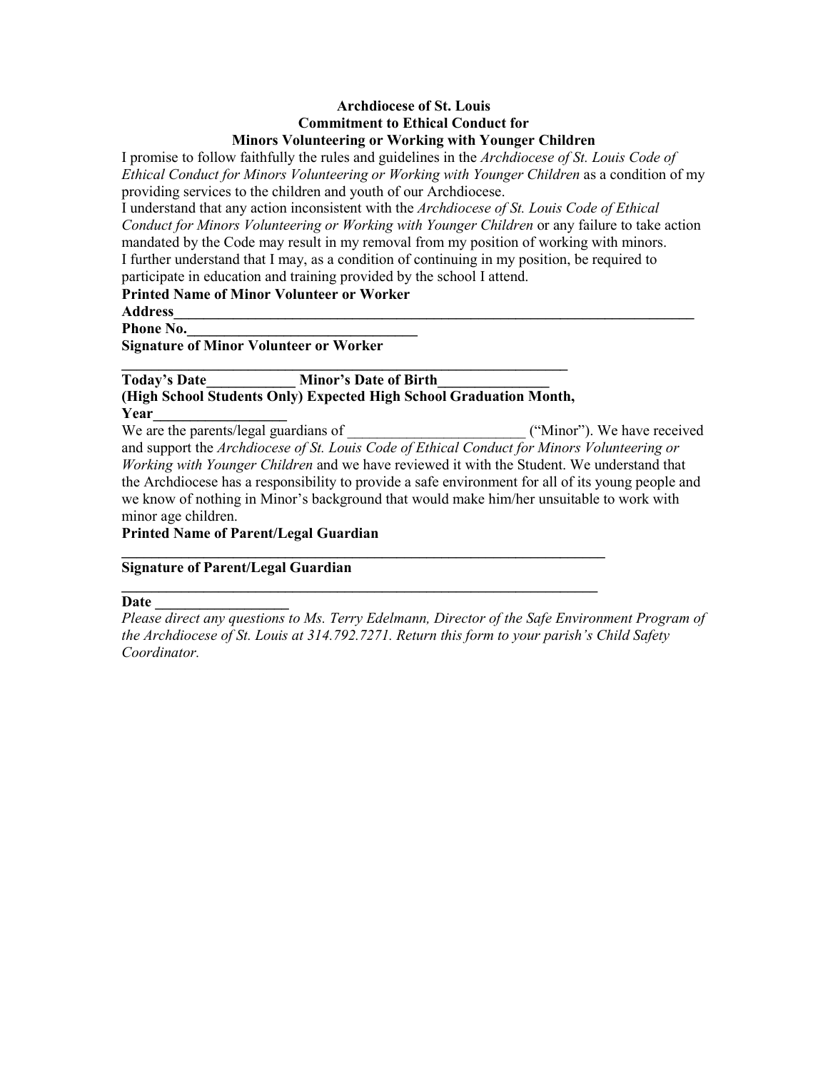**Archdiocese of St. Louis**
**Commitment to Ethical Conduct for**
**Minors Volunteering or Working with Younger Children**

I promise to follow faithfully the rules and guidelines in the *Archdiocese of St. Louis Code of Ethical Conduct for Minors Volunteering or Working with Younger Children* as a condition of my providing services to the children and youth of our Archdiocese.

I understand that any action inconsistent with the *Archdiocese of St. Louis Code of Ethical Conduct for Minors Volunteering or Working with Younger Children* or any failure to take action mandated by the Code may result in my removal from my position of working with minors.

I further understand that I may, as a condition of continuing in my position, be required to participate in education and training provided by the school I attend.

**Printed Name of Minor Volunteer or Worker**

**Address**_____________________________________________________________________________

**Phone No.**______________________________

**Signature of Minor Volunteer or Worker**

_______________________________________________________________

**Today's Date**____________ **Minor's Date of Birth**_______________

**(High School Students Only) Expected High School Graduation Month, Year**__________________

We are the parents/legal guardians of ________________________ ("Minor"). We have received and support the *Archdiocese of St. Louis Code of Ethical Conduct for Minors Volunteering or Working with Younger Children* and we have reviewed it with the Student. We understand that the Archdiocese has a responsibility to provide a safe environment for all of its young people and we know of nothing in Minor's background that would make him/her unsuitable to work with minor age children.

**Printed Name of Parent/Legal Guardian**

_____________________________________________________________________

**Signature of Parent/Legal Guardian**

____________________________________________________________________

**Date** __________________

*Please direct any questions to Ms. Terry Edelmann, Director of the Safe Environment Program of the Archdiocese of St. Louis at 314.792.7271. Return this form to your parish's Child Safety Coordinator.*